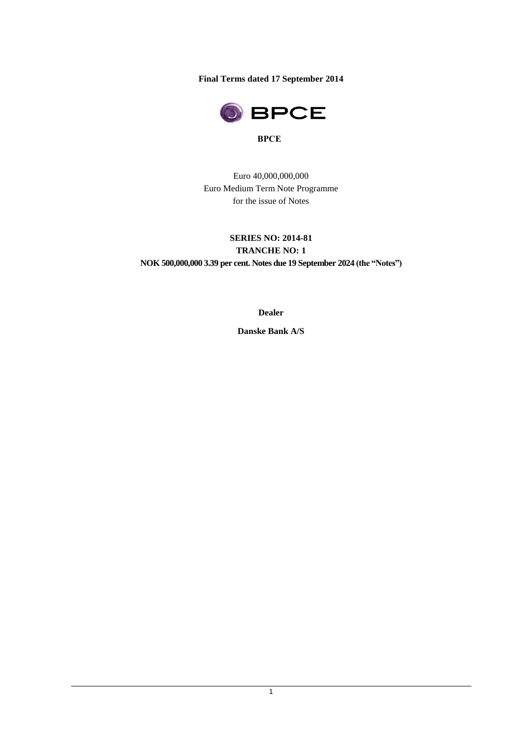**Final Terms dated 17 September 2014**

**BPCE**

Euro 40,000,000,000
Euro Medium Term Note Programme
for the issue of Notes

**SERIES NO: 2014-81**
**TRANCHE NO: 1**
**NOK 500,000,000 3.39 per cent. Notes due 19 September 2024 (the "Notes")**

**Dealer**

**Danske Bank A/S**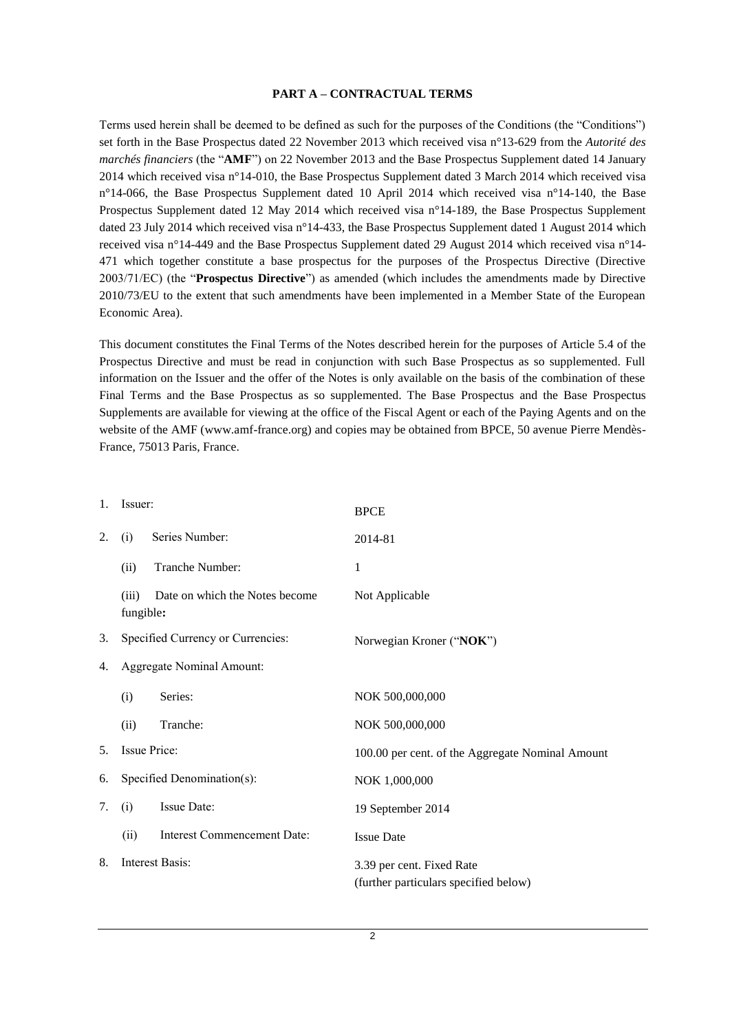## PART A – CONTRACTUAL TERMS

Terms used herein shall be deemed to be defined as such for the purposes of the Conditions (the "Conditions") set forth in the Base Prospectus dated 22 November 2013 which received visa n°13-629 from the *Autorité des marchés financiers* (the "**AMF**") on 22 November 2013 and the Base Prospectus Supplement dated 14 January 2014 which received visa n°14-010, the Base Prospectus Supplement dated 3 March 2014 which received visa n°14-066, the Base Prospectus Supplement dated 10 April 2014 which received visa n°14-140, the Base Prospectus Supplement dated 12 May 2014 which received visa n°14-189, the Base Prospectus Supplement dated 23 July 2014 which received visa n°14-433, the Base Prospectus Supplement dated 1 August 2014 which received visa n°14-449 and the Base Prospectus Supplement dated 29 August 2014 which received visa n°14-471 which together constitute a base prospectus for the purposes of the Prospectus Directive (Directive 2003/71/EC) (the "**Prospectus Directive**") as amended (which includes the amendments made by Directive 2010/73/EU to the extent that such amendments have been implemented in a Member State of the European Economic Area).

This document constitutes the Final Terms of the Notes described herein for the purposes of Article 5.4 of the Prospectus Directive and must be read in conjunction with such Base Prospectus as so supplemented. Full information on the Issuer and the offer of the Notes is only available on the basis of the combination of these Final Terms and the Base Prospectus as so supplemented. The Base Prospectus and the Base Prospectus Supplements are available for viewing at the office of the Fiscal Agent or each of the Paying Agents and on the website of the AMF (www.amf-france.org) and copies may be obtained from BPCE, 50 avenue Pierre Mendès-France, 75013 Paris, France.

| | | |
|---|---|---|
| 1. | Issuer: | BPCE |
| 2. | (i) Series Number: | 2014-81 |
| | (ii) Tranche Number: | 1 |
| | (iii) Date on which the Notes become fungible**:** | Not Applicable |
| 3. | Specified Currency or Currencies: | Norwegian Kroner ("**NOK**") |
| 4. | Aggregate Nominal Amount: | |
| | (i) Series: | NOK 500,000,000 |
| | (ii) Tranche: | NOK 500,000,000 |
| 5. | Issue Price: | 100.00 per cent. of the Aggregate Nominal Amount |
| 6. | Specified Denomination(s): | NOK 1,000,000 |
| 7. | (i) Issue Date: | 19 September 2014 |
| | (ii) Interest Commencement Date: | Issue Date |
| 8. | Interest Basis: | 3.39 per cent. Fixed Rate<br>(further particulars specified below) |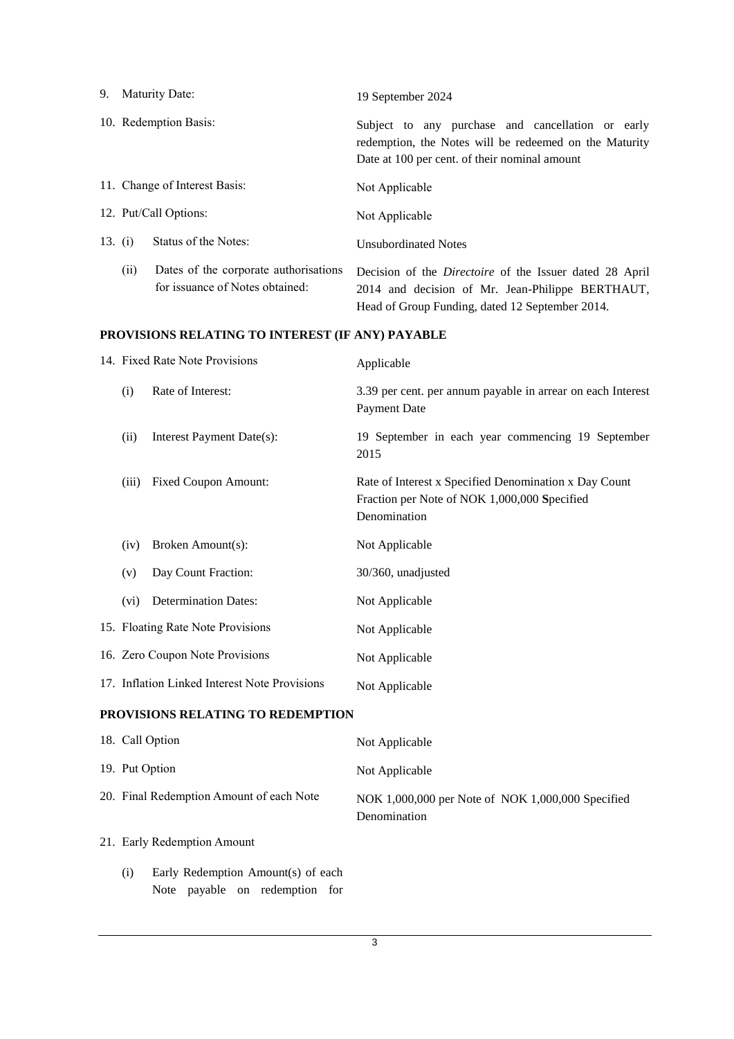| | | |
|---|---|---|
| 9. | Maturity Date: | 19 September 2024 |
| 10. | Redemption Basis: | Subject to any purchase and cancellation or early redemption, the Notes will be redeemed on the Maturity Date at 100 per cent. of their nominal amount |
| 11. | Change of Interest Basis: | Not Applicable |
| 12. | Put/Call Options: | Not Applicable |
| 13. | (i) Status of the Notes: | Unsubordinated Notes |
| | (ii) Dates of the corporate authorisations for issuance of Notes obtained: | Decision of the *Directoire* of the Issuer dated 28 April 2014 and decision of Mr. Jean-Philippe BERTHAUT, Head of Group Funding, dated 12 September 2014. |

**PROVISIONS RELATING TO INTEREST (IF ANY) PAYABLE**

| | | |
|---|---|---|
| 14. | Fixed Rate Note Provisions | Applicable |
| | (i) Rate of Interest: | 3.39 per cent. per annum payable in arrear on each Interest Payment Date |
| | (ii) Interest Payment Date(s): | 19 September in each year commencing 19 September 2015 |
| | (iii) Fixed Coupon Amount: | Rate of Interest x Specified Denomination x Day Count Fraction per Note of NOK 1,000,000 **S**pecified Denomination |
| | (iv) Broken Amount(s): | Not Applicable |
| | (v) Day Count Fraction: | 30/360, unadjusted |
| | (vi) Determination Dates: | Not Applicable |
| 15. | Floating Rate Note Provisions | Not Applicable |
| 16. | Zero Coupon Note Provisions | Not Applicable |
| 17. | Inflation Linked Interest Note Provisions | Not Applicable |

**PROVISIONS RELATING TO REDEMPTION**

| | | |
|---|---|---|
| 18. | Call Option | Not Applicable |
| 19. | Put Option | Not Applicable |
| 20. | Final Redemption Amount of each Note | NOK 1,000,000 per Note of NOK 1,000,000 Specified Denomination |
| 21. | Early Redemption Amount | |
| | (i) Early Redemption Amount(s) of each Note payable on redemption for | |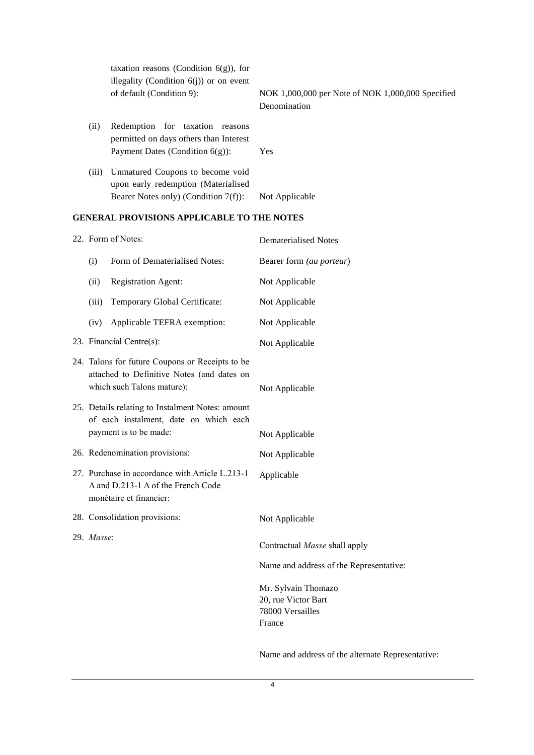| | | |
|---|---|---|
| | taxation reasons (Condition 6(g)), for illegality (Condition 6(j)) or on event of default (Condition 9): | NOK 1,000,000 per Note of NOK 1,000,000 Specified Denomination |
| (ii) | Redemption for taxation reasons permitted on days others than Interest Payment Dates (Condition 6(g)): | Yes |
| (iii) | Unmatured Coupons to become void upon early redemption (Materialised Bearer Notes only) (Condition 7(f)): | Not Applicable |

**GENERAL PROVISIONS APPLICABLE TO THE NOTES**

| | | |
|---|---|---|
| 22. | Form of Notes: | Dematerialised Notes |
| (i) | Form of Dematerialised Notes: | Bearer form *(au porteur)* |
| (ii) | Registration Agent: | Not Applicable |
| (iii) | Temporary Global Certificate: | Not Applicable |
| (iv) | Applicable TEFRA exemption: | Not Applicable |
| 23. | Financial Centre(s): | Not Applicable |
| 24. | Talons for future Coupons or Receipts to be attached to Definitive Notes (and dates on which such Talons mature): | Not Applicable |
| 25. | Details relating to Instalment Notes: amount of each instalment, date on which each payment is to be made: | Not Applicable |
| 26. | Redenomination provisions: | Not Applicable |
| 27. | Purchase in accordance with Article L.213-1 A and D.213-1 A of the French Code monétaire et financier: | Applicable |
| 28. | Consolidation provisions: | Not Applicable |
| 29. | *Masse*: | Contractual *Masse* shall apply<br><br>Name and address of the Representative:<br><br>Mr. Sylvain Thomazo<br>20, rue Victor Bart<br>78000 Versailles<br>France<br><br>Name and address of the alternate Representative: |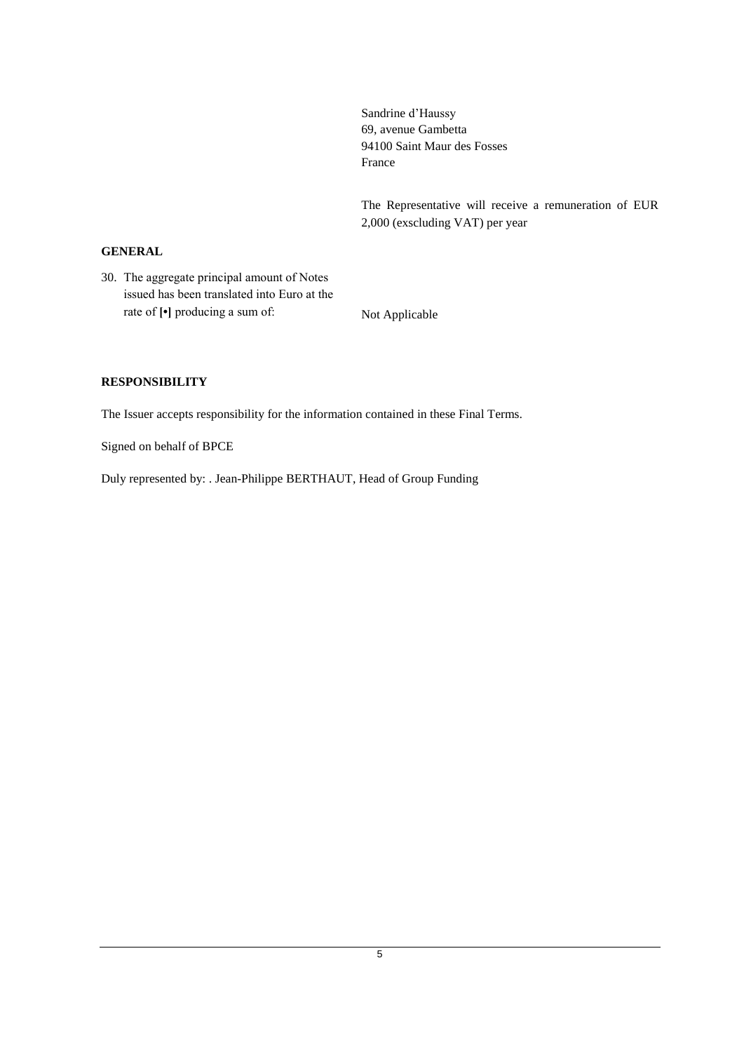Sandrine d'Haussy
69, avenue Gambetta
94100 Saint Maur des Fosses
France

The Representative will receive a remuneration of EUR 2,000 (exscluding VAT) per year

**GENERAL**

30. The aggregate principal amount of Notes issued has been translated into Euro at the rate of [•] producing a sum of: Not Applicable

**RESPONSIBILITY**

The Issuer accepts responsibility for the information contained in these Final Terms.

Signed on behalf of BPCE

Duly represented by: . Jean-Philippe BERTHAUT, Head of Group Funding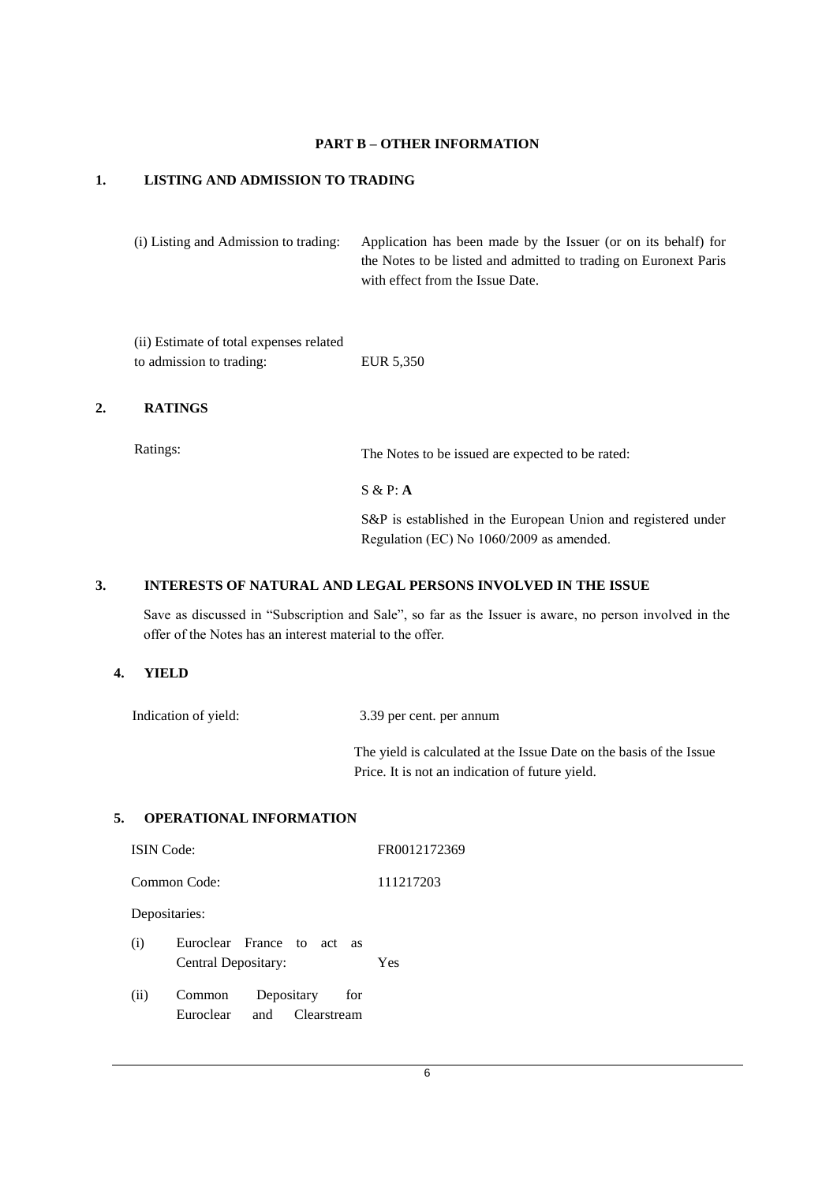## PART B – OTHER INFORMATION

### 1. LISTING AND ADMISSION TO TRADING

| | |
|---|---|
| (i) Listing and Admission to trading: | Application has been made by the Issuer (or on its behalf) for the Notes to be listed and admitted to trading on Euronext Paris with effect from the Issue Date. |
| (ii) Estimate of total expenses related to admission to trading: | EUR 5,350 |

### 2. RATINGS

| | |
|---|---|
| Ratings: | The Notes to be issued are expected to be rated:<br><br>S & P: **A**<br><br>S&P is established in the European Union and registered under Regulation (EC) No 1060/2009 as amended. |

### 3. INTERESTS OF NATURAL AND LEGAL PERSONS INVOLVED IN THE ISSUE

Save as discussed in "Subscription and Sale", so far as the Issuer is aware, no person involved in the offer of the Notes has an interest material to the offer.

### 4. YIELD

| | |
|---|---|
| Indication of yield: | 3.39 per cent. per annum<br><br>The yield is calculated at the Issue Date on the basis of the Issue Price. It is not an indication of future yield. |

### 5. OPERATIONAL INFORMATION

| | |
|---|---|
| ISIN Code: | FR0012172369 |
| Common Code: | 111217203 |
| Depositaries: | |
| (i) Euroclear France to act as Central Depositary: | Yes |
| (ii) Common Depositary for Euroclear and Clearstream | |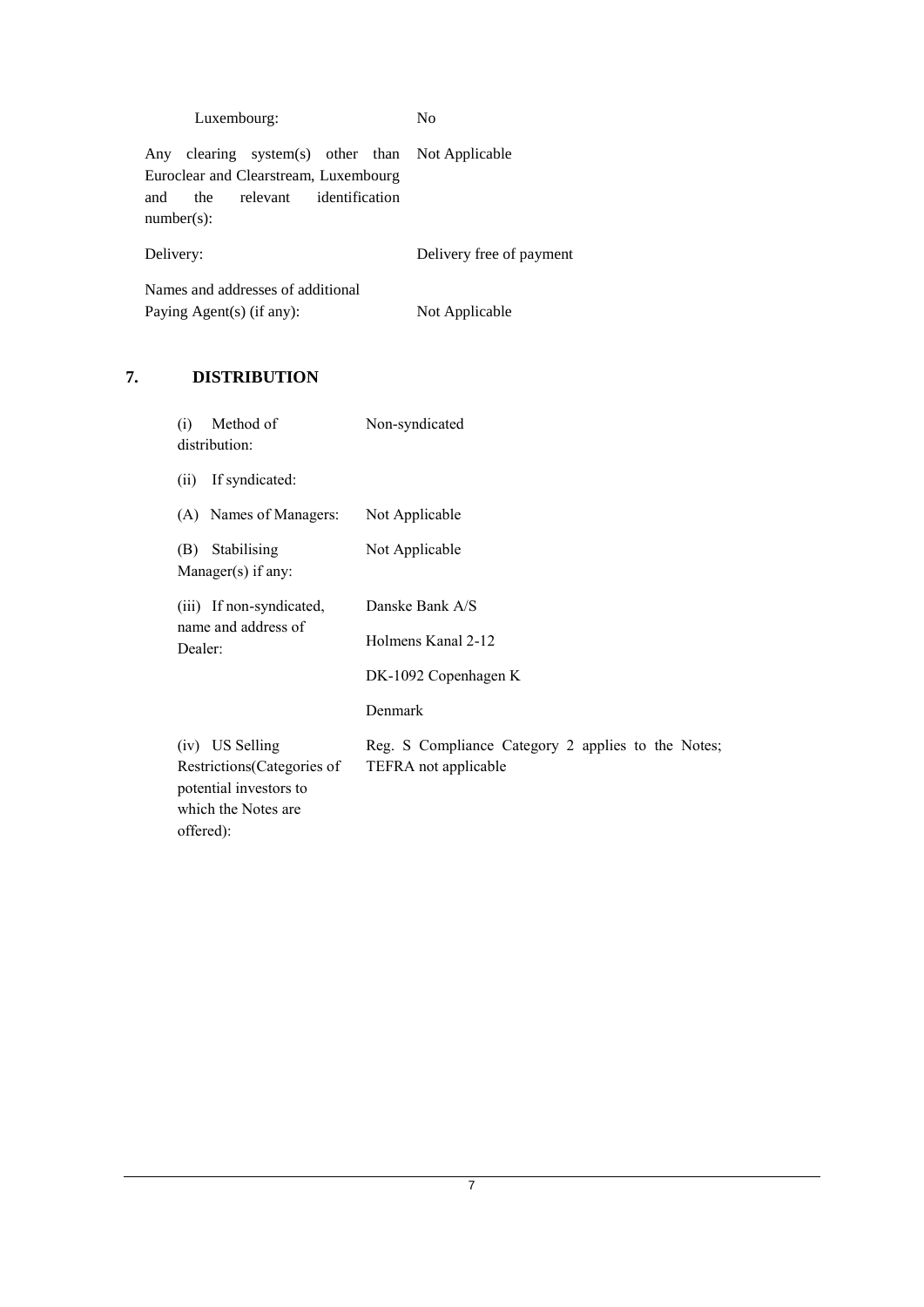| | |
|---|---|
| Luxembourg: | No |
| Any clearing system(s) other than Euroclear and Clearstream, Luxembourg and the relevant identification number(s): | Not Applicable |
| Delivery: | Delivery free of payment |
| Names and addresses of additional Paying Agent(s) (if any): | Not Applicable |

## 7. DISTRIBUTION

| | |
|---|---|
| (i) Method of distribution: | Non-syndicated |
| (ii) If syndicated: | |
| (A) Names of Managers: | Not Applicable |
| (B) Stabilising Manager(s) if any: | Not Applicable |
| (iii) If non-syndicated, name and address of Dealer: | Danske Bank A/S<br>Holmens Kanal 2-12<br>DK-1092 Copenhagen K<br>Denmark |
| (iv) US Selling Restrictions(Categories of potential investors to which the Notes are offered): | Reg. S Compliance Category 2 applies to the Notes; TEFRA not applicable |